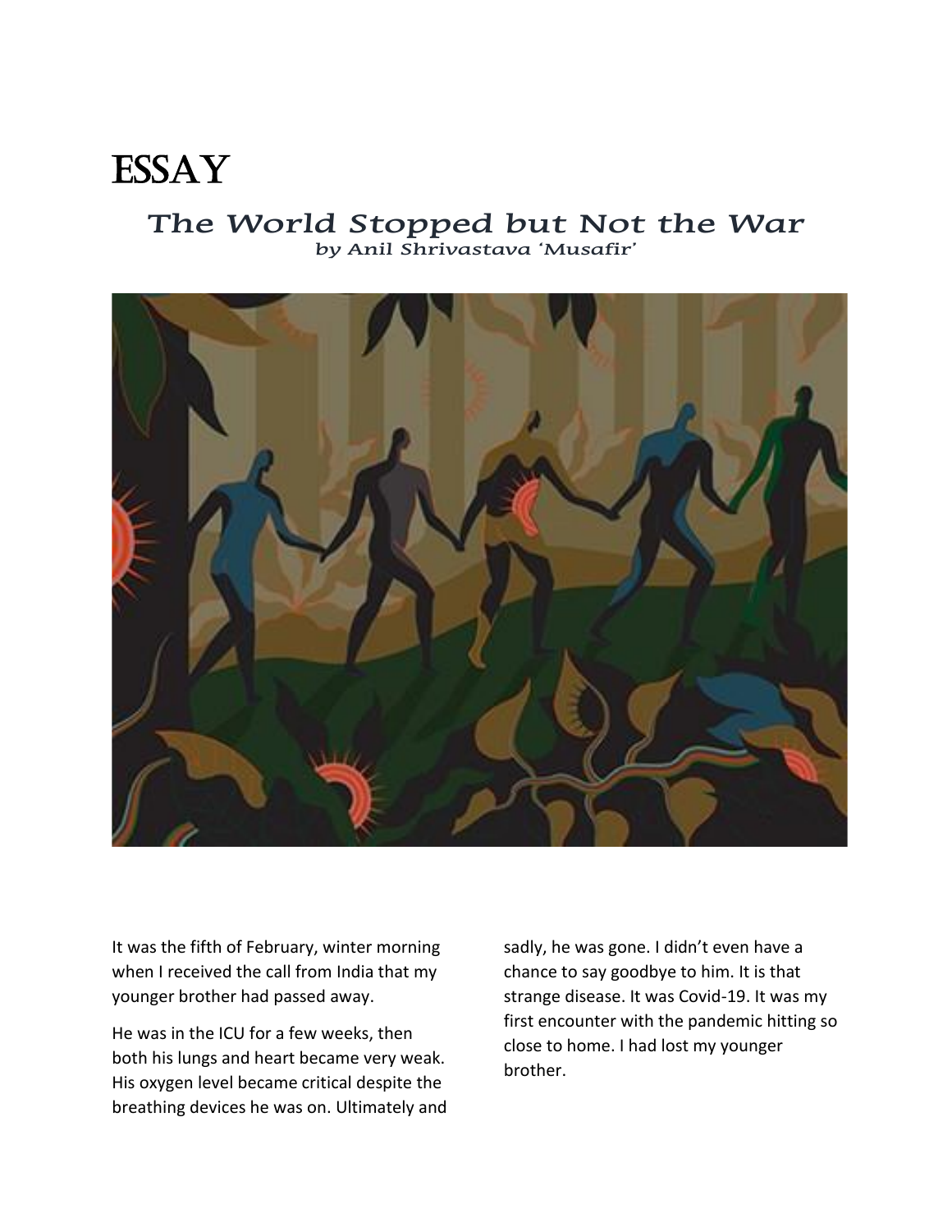# ESSAY

## The World Stopped but Not the War

*by Anil Shrivastava 'Musafir'*

It was the fifth of February, winter morning when I received the call from India that my younger brother had passed away.

He was in the ICU for a few weeks, then both his lungs and heart became very weak. His oxygen level became critical despite the breathing devices he was on. Ultimately and sadly, he was gone. I didn't even have a chance to say goodbye to him. It is that strange disease. It was Covid-19. It was my first encounter with the pandemic hitting so close to home. I had lost my younger brother.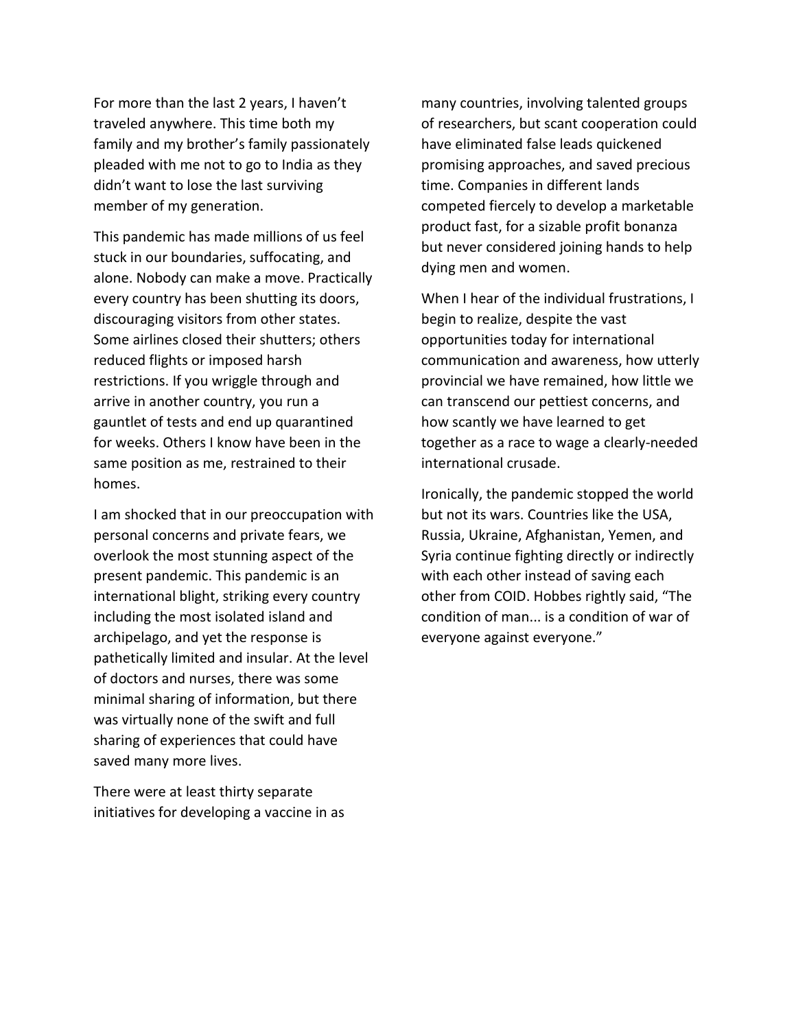For more than the last 2 years, I haven't traveled anywhere. This time both my family and my brother's family passionately pleaded with me not to go to India as they didn't want to lose the last surviving member of my generation.

This pandemic has made millions of us feel stuck in our boundaries, suffocating, and alone. Nobody can make a move. Practically every country has been shutting its doors, discouraging visitors from other states. Some airlines closed their shutters; others reduced flights or imposed harsh restrictions. If you wriggle through and arrive in another country, you run a gauntlet of tests and end up quarantined for weeks. Others I know have been in the same position as me, restrained to their homes.

I am shocked that in our preoccupation with personal concerns and private fears, we overlook the most stunning aspect of the present pandemic. This pandemic is an international blight, striking every country including the most isolated island and archipelago, and yet the response is pathetically limited and insular. At the level of doctors and nurses, there was some minimal sharing of information, but there was virtually none of the swift and full sharing of experiences that could have saved many more lives.

There were at least thirty separate initiatives for developing a vaccine in as many countries, involving talented groups of researchers, but scant cooperation could have eliminated false leads quickened promising approaches, and saved precious time. Companies in different lands competed fiercely to develop a marketable product fast, for a sizable profit bonanza but never considered joining hands to help dying men and women.

When I hear of the individual frustrations, I begin to realize, despite the vast opportunities today for international communication and awareness, how utterly provincial we have remained, how little we can transcend our pettiest concerns, and how scantly we have learned to get together as a race to wage a clearly-needed international crusade.

Ironically, the pandemic stopped the world but not its wars. Countries like the USA, Russia, Ukraine, Afghanistan, Yemen, and Syria continue fighting directly or indirectly with each other instead of saving each other from COID. Hobbes rightly said, "The condition of man... is a condition of war of everyone against everyone."